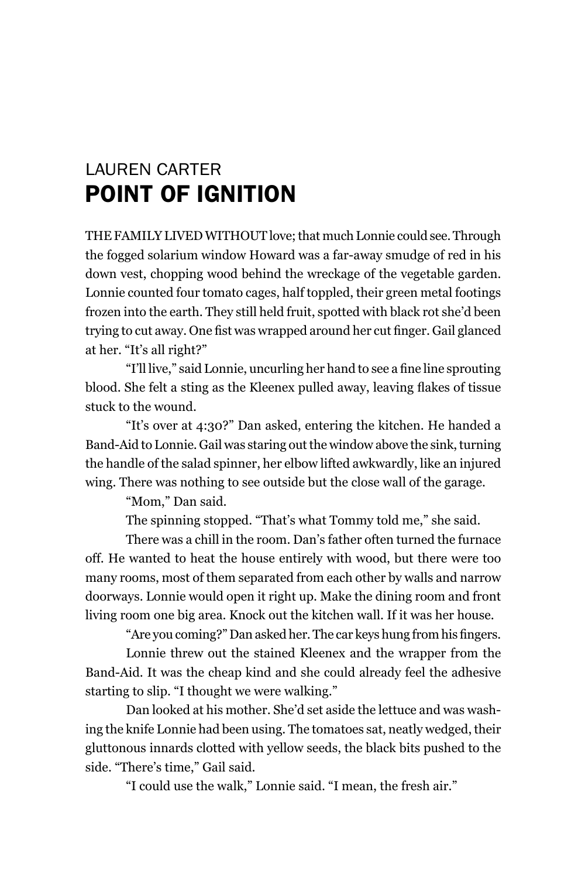LAUREN CARTER

# POINT OF IGNITION

THE FAMILY LIVED WITHOUT love; that much Lonnie could see. Through the fogged solarium window Howard was a far-away smudge of red in his down vest, chopping wood behind the wreckage of the vegetable garden. Lonnie counted four tomato cages, half toppled, their green metal footings frozen into the earth. They still held fruit, spotted with black rot she'd been trying to cut away. One fist was wrapped around her cut finger. Gail glanced at her. "It's all right?"

"I'll live," said Lonnie, uncurling her hand to see a fine line sprouting blood. She felt a sting as the Kleenex pulled away, leaving flakes of tissue stuck to the wound.

"It's over at 4:30?" Dan asked, entering the kitchen. He handed a Band-Aid to Lonnie. Gail was staring out the window above the sink, turning the handle of the salad spinner, her elbow lifted awkwardly, like an injured wing. There was nothing to see outside but the close wall of the garage.

"Mom," Dan said.

The spinning stopped. "That's what Tommy told me," she said.

There was a chill in the room. Dan's father often turned the furnace off. He wanted to heat the house entirely with wood, but there were too many rooms, most of them separated from each other by walls and narrow doorways. Lonnie would open it right up. Make the dining room and front living room one big area. Knock out the kitchen wall. If it was her house.

"Are you coming?" Dan asked her. The car keys hung from his fingers.

Lonnie threw out the stained Kleenex and the wrapper from the Band-Aid. It was the cheap kind and she could already feel the adhesive starting to slip. "I thought we were walking."

Dan looked at his mother. She'd set aside the lettuce and was washing the knife Lonnie had been using. The tomatoes sat, neatly wedged, their gluttonous innards clotted with yellow seeds, the black bits pushed to the side. "There's time," Gail said.

"I could use the walk," Lonnie said. "I mean, the fresh air."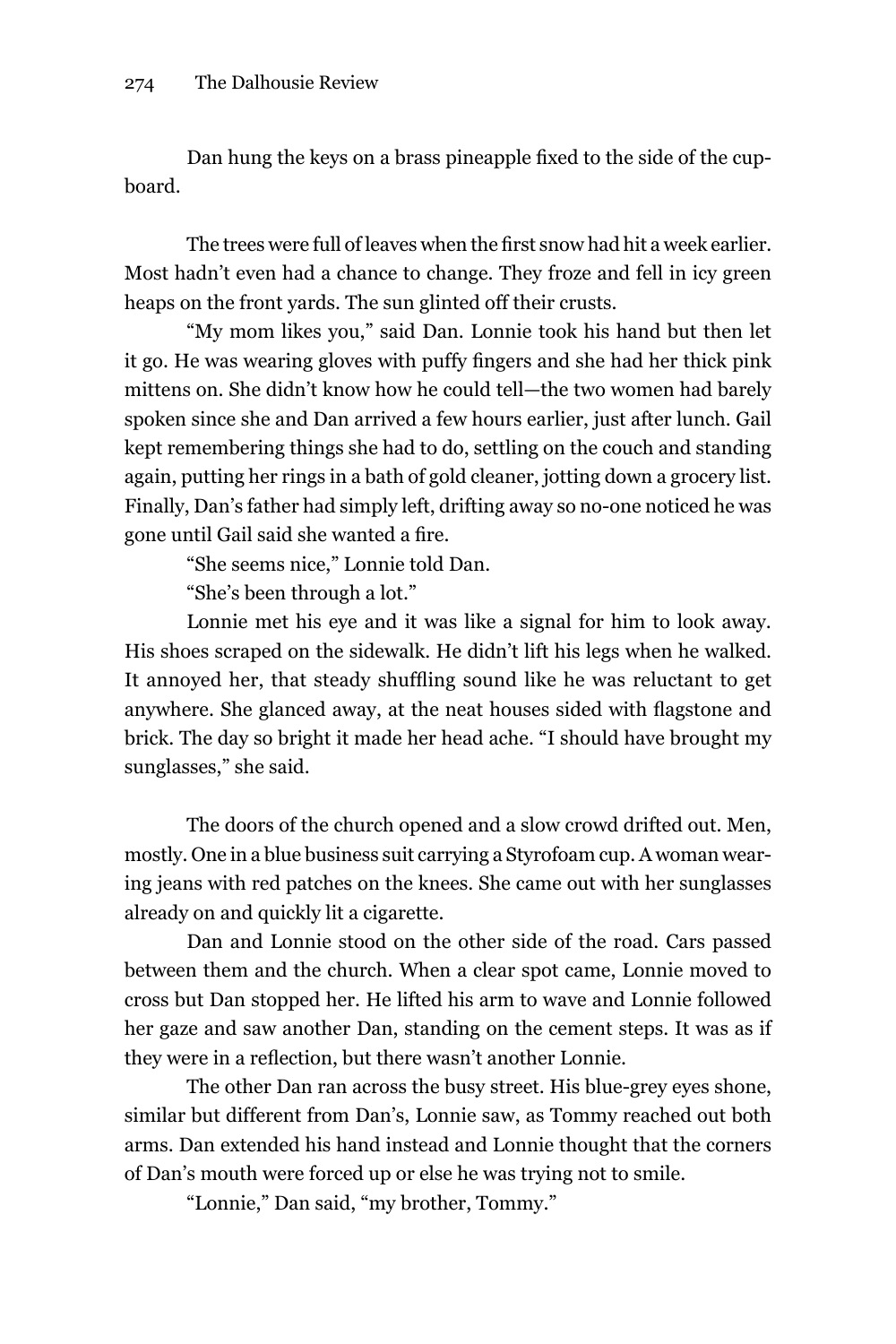Dan hung the keys on a brass pineapple fixed to the side of the cupboard.

The trees were full of leaves when the first snow had hit a week earlier. Most hadn't even had a chance to change. They froze and fell in icy green heaps on the front yards. The sun glinted off their crusts.

"My mom likes you," said Dan. Lonnie took his hand but then let it go. He was wearing gloves with puffy fingers and she had her thick pink mittens on. She didn't know how he could tell—the two women had barely spoken since she and Dan arrived a few hours earlier, just after lunch. Gail kept remembering things she had to do, settling on the couch and standing again, putting her rings in a bath of gold cleaner, jotting down a grocery list. Finally, Dan's father had simply left, drifting away so no-one noticed he was gone until Gail said she wanted a fire.

"She seems nice," Lonnie told Dan.

"She's been through a lot."

Lonnie met his eye and it was like a signal for him to look away. His shoes scraped on the sidewalk. He didn't lift his legs when he walked. It annoyed her, that steady shuffling sound like he was reluctant to get anywhere. She glanced away, at the neat houses sided with flagstone and brick. The day so bright it made her head ache. "I should have brought my sunglasses," she said.

The doors of the church opened and a slow crowd drifted out. Men, mostly. One in a blue business suit carrying a Styrofoam cup. A woman wearing jeans with red patches on the knees. She came out with her sunglasses already on and quickly lit a cigarette.

Dan and Lonnie stood on the other side of the road. Cars passed between them and the church. When a clear spot came, Lonnie moved to cross but Dan stopped her. He lifted his arm to wave and Lonnie followed her gaze and saw another Dan, standing on the cement steps. It was as if they were in a reflection, but there wasn't another Lonnie.

The other Dan ran across the busy street. His blue-grey eyes shone, similar but different from Dan's, Lonnie saw, as Tommy reached out both arms. Dan extended his hand instead and Lonnie thought that the corners of Dan's mouth were forced up or else he was trying not to smile.

"Lonnie," Dan said, "my brother, Tommy."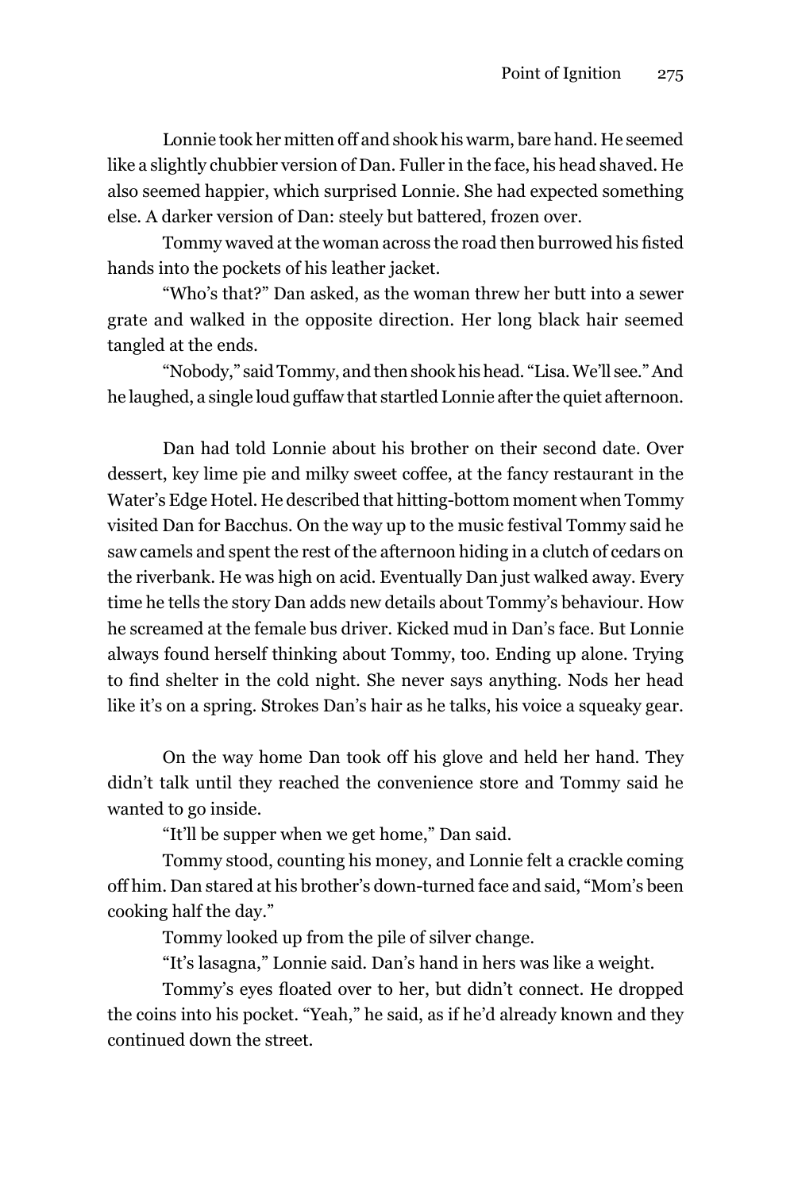Lonnie took her mitten off and shook his warm, bare hand. He seemed like a slightly chubbier version of Dan. Fuller in the face, his head shaved. He also seemed happier, which surprised Lonnie. She had expected something else. A darker version of Dan: steely but battered, frozen over.

Tommy waved at the woman across the road then burrowed his fisted hands into the pockets of his leather jacket.

"Who's that?" Dan asked, as the woman threw her butt into a sewer grate and walked in the opposite direction. Her long black hair seemed tangled at the ends.

"Nobody," said Tommy, and then shook his head. "Lisa. We'll see." And he laughed, a single loud guffaw that startled Lonnie after the quiet afternoon.

Dan had told Lonnie about his brother on their second date. Over dessert, key lime pie and milky sweet coffee, at the fancy restaurant in the Water's Edge Hotel. He described that hitting-bottom moment when Tommy visited Dan for Bacchus. On the way up to the music festival Tommy said he saw camels and spent the rest of the afternoon hiding in a clutch of cedars on the riverbank. He was high on acid. Eventually Dan just walked away. Every time he tells the story Dan adds new details about Tommy's behaviour. How he screamed at the female bus driver. Kicked mud in Dan's face. But Lonnie always found herself thinking about Tommy, too. Ending up alone. Trying to find shelter in the cold night. She never says anything. Nods her head like it's on a spring. Strokes Dan's hair as he talks, his voice a squeaky gear.

On the way home Dan took off his glove and held her hand. They didn't talk until they reached the convenience store and Tommy said he wanted to go inside.

"It'll be supper when we get home," Dan said.

Tommy stood, counting his money, and Lonnie felt a crackle coming off him. Dan stared at his brother's down-turned face and said, "Mom's been cooking half the day."

Tommy looked up from the pile of silver change.

"It's lasagna," Lonnie said. Dan's hand in hers was like a weight.

Tommy's eyes floated over to her, but didn't connect. He dropped the coins into his pocket. "Yeah," he said, as if he'd already known and they continued down the street.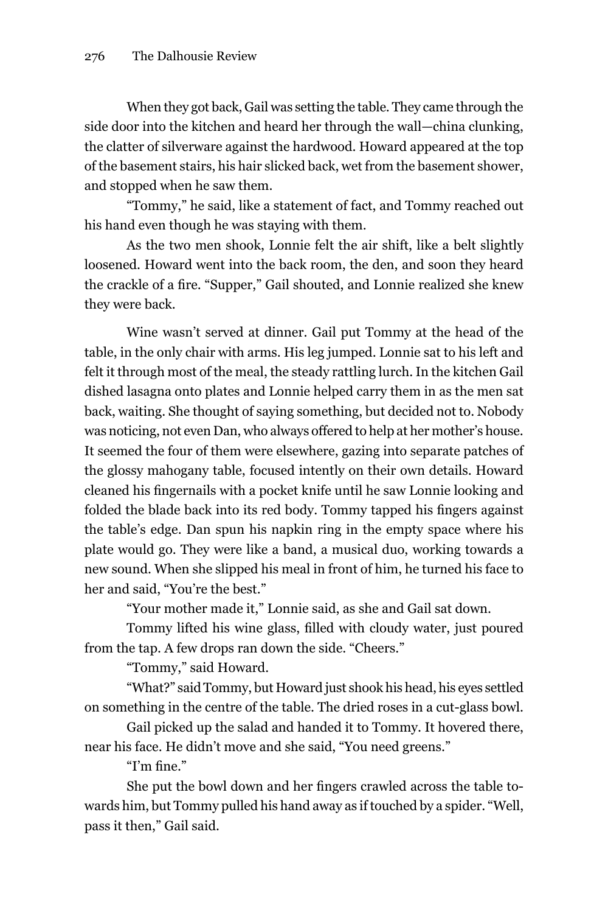When they got back, Gail was setting the table. They came through the side door into the kitchen and heard her through the wall—china clunking, the clatter of silverware against the hardwood. Howard appeared at the top of the basement stairs, his hair slicked back, wet from the basement shower, and stopped when he saw them.

"Tommy," he said, like a statement of fact, and Tommy reached out his hand even though he was staying with them.

As the two men shook, Lonnie felt the air shift, like a belt slightly loosened. Howard went into the back room, the den, and soon they heard the crackle of a fire. "Supper," Gail shouted, and Lonnie realized she knew they were back.

Wine wasn't served at dinner. Gail put Tommy at the head of the table, in the only chair with arms. His leg jumped. Lonnie sat to his left and felt it through most of the meal, the steady rattling lurch. In the kitchen Gail dished lasagna onto plates and Lonnie helped carry them in as the men sat back, waiting. She thought of saying something, but decided not to. Nobody was noticing, not even Dan, who always offered to help at her mother's house. It seemed the four of them were elsewhere, gazing into separate patches of the glossy mahogany table, focused intently on their own details. Howard cleaned his fingernails with a pocket knife until he saw Lonnie looking and folded the blade back into its red body. Tommy tapped his fingers against the table's edge. Dan spun his napkin ring in the empty space where his plate would go. They were like a band, a musical duo, working towards a new sound. When she slipped his meal in front of him, he turned his face to her and said, "You're the best."

"Your mother made it," Lonnie said, as she and Gail sat down.

Tommy lifted his wine glass, filled with cloudy water, just poured from the tap. A few drops ran down the side. "Cheers."

"Tommy," said Howard.

"What?" said Tommy, but Howard just shook his head, his eyes settled on something in the centre of the table. The dried roses in a cut-glass bowl.

Gail picked up the salad and handed it to Tommy. It hovered there, near his face. He didn't move and she said, "You need greens."

"I'm fine."

She put the bowl down and her fingers crawled across the table towards him, but Tommy pulled his hand away as if touched by a spider. "Well, pass it then," Gail said.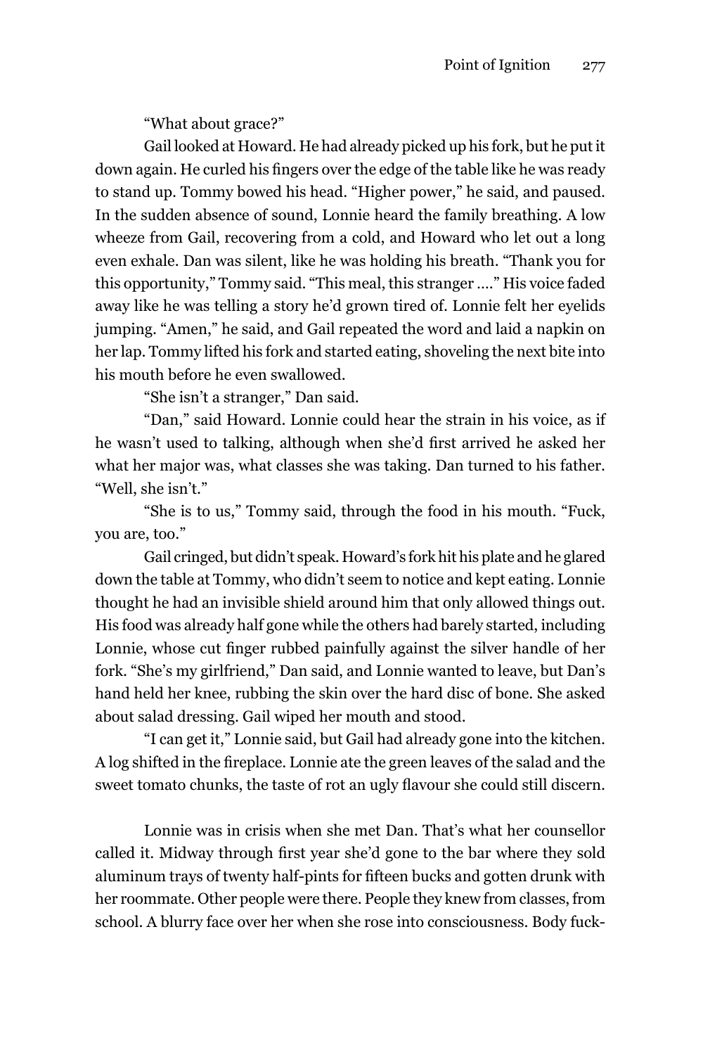"What about grace?"

Gail looked at Howard. He had already picked up his fork, but he put it down again. He curled his fingers over the edge of the table like he was ready to stand up. Tommy bowed his head. "Higher power," he said, and paused. In the sudden absence of sound, Lonnie heard the family breathing. A low wheeze from Gail, recovering from a cold, and Howard who let out a long even exhale. Dan was silent, like he was holding his breath. "Thank you for this opportunity," Tommy said. "This meal, this stranger …." His voice faded away like he was telling a story he'd grown tired of. Lonnie felt her eyelids jumping. "Amen," he said, and Gail repeated the word and laid a napkin on her lap. Tommy lifted his fork and started eating, shoveling the next bite into his mouth before he even swallowed.

"She isn't a stranger," Dan said.

"Dan," said Howard. Lonnie could hear the strain in his voice, as if he wasn't used to talking, although when she'd first arrived he asked her what her major was, what classes she was taking. Dan turned to his father. "Well, she isn't."

"She is to us," Tommy said, through the food in his mouth. "Fuck, you are, too."

Gail cringed, but didn't speak. Howard's fork hit his plate and he glared down the table at Tommy, who didn't seem to notice and kept eating. Lonnie thought he had an invisible shield around him that only allowed things out. His food was already half gone while the others had barely started, including Lonnie, whose cut finger rubbed painfully against the silver handle of her fork. "She's my girlfriend," Dan said, and Lonnie wanted to leave, but Dan's hand held her knee, rubbing the skin over the hard disc of bone. She asked about salad dressing. Gail wiped her mouth and stood.

"I can get it," Lonnie said, but Gail had already gone into the kitchen. A log shifted in the fireplace. Lonnie ate the green leaves of the salad and the sweet tomato chunks, the taste of rot an ugly flavour she could still discern.

Lonnie was in crisis when she met Dan. That's what her counsellor called it. Midway through first year she'd gone to the bar where they sold aluminum trays of twenty half-pints for fifteen bucks and gotten drunk with her roommate. Other people were there. People they knew from classes, from school. A blurry face over her when she rose into consciousness. Body fuck-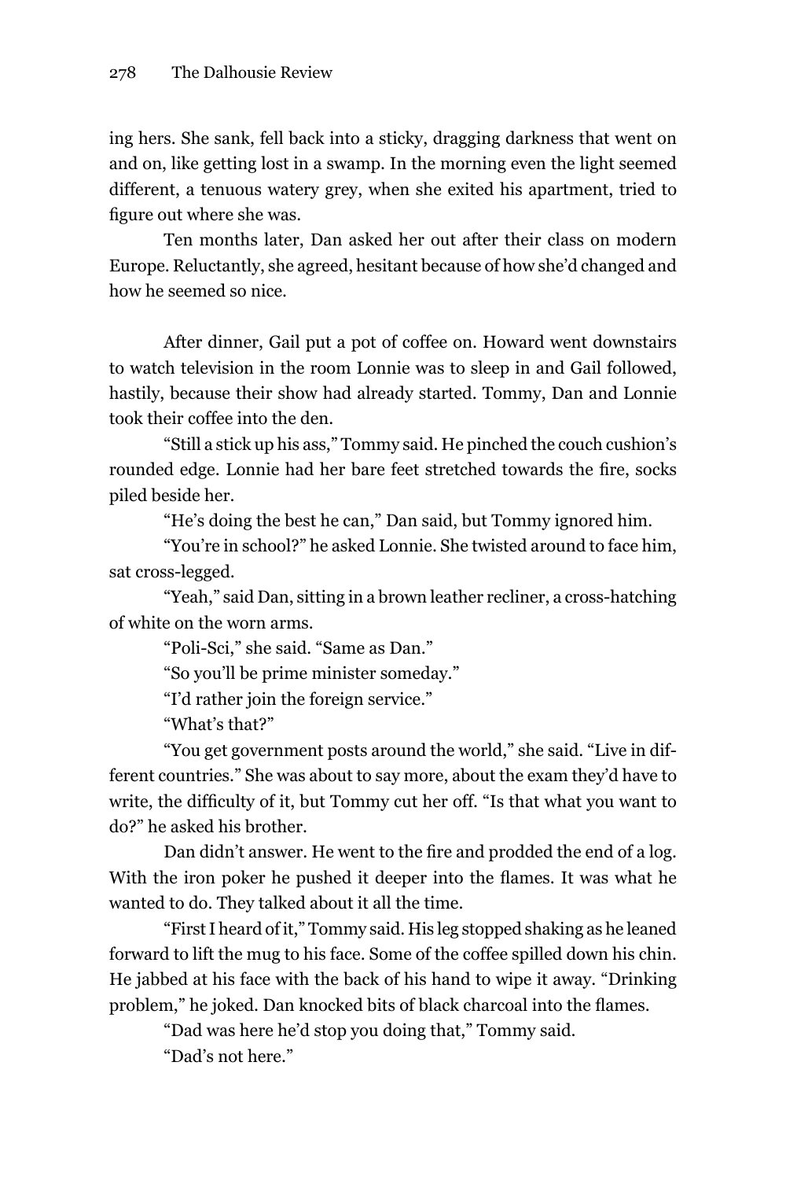ing hers. She sank, fell back into a sticky, dragging darkness that went on and on, like getting lost in a swamp. In the morning even the light seemed different, a tenuous watery grey, when she exited his apartment, tried to figure out where she was.

Ten months later, Dan asked her out after their class on modern Europe. Reluctantly, she agreed, hesitant because of how she'd changed and how he seemed so nice.

After dinner, Gail put a pot of coffee on. Howard went downstairs to watch television in the room Lonnie was to sleep in and Gail followed, hastily, because their show had already started. Tommy, Dan and Lonnie took their coffee into the den.

"Still a stick up his ass," Tommy said. He pinched the couch cushion's rounded edge. Lonnie had her bare feet stretched towards the fire, socks piled beside her.

"He's doing the best he can," Dan said, but Tommy ignored him.

"You're in school?" he asked Lonnie. She twisted around to face him, sat cross-legged.

"Yeah," said Dan, sitting in a brown leather recliner, a cross-hatching of white on the worn arms.

"Poli-Sci," she said. "Same as Dan."

"So you'll be prime minister someday."

"I'd rather join the foreign service."

"What's that?"

"You get government posts around the world," she said. "Live in different countries." She was about to say more, about the exam they'd have to write, the difficulty of it, but Tommy cut her off. "Is that what you want to do?" he asked his brother.

Dan didn't answer. He went to the fire and prodded the end of a log. With the iron poker he pushed it deeper into the flames. It was what he wanted to do. They talked about it all the time.

"First I heard of it," Tommy said. His leg stopped shaking as he leaned forward to lift the mug to his face. Some of the coffee spilled down his chin. He jabbed at his face with the back of his hand to wipe it away. "Drinking problem," he joked. Dan knocked bits of black charcoal into the flames.

"Dad was here he'd stop you doing that," Tommy said.

"Dad's not here."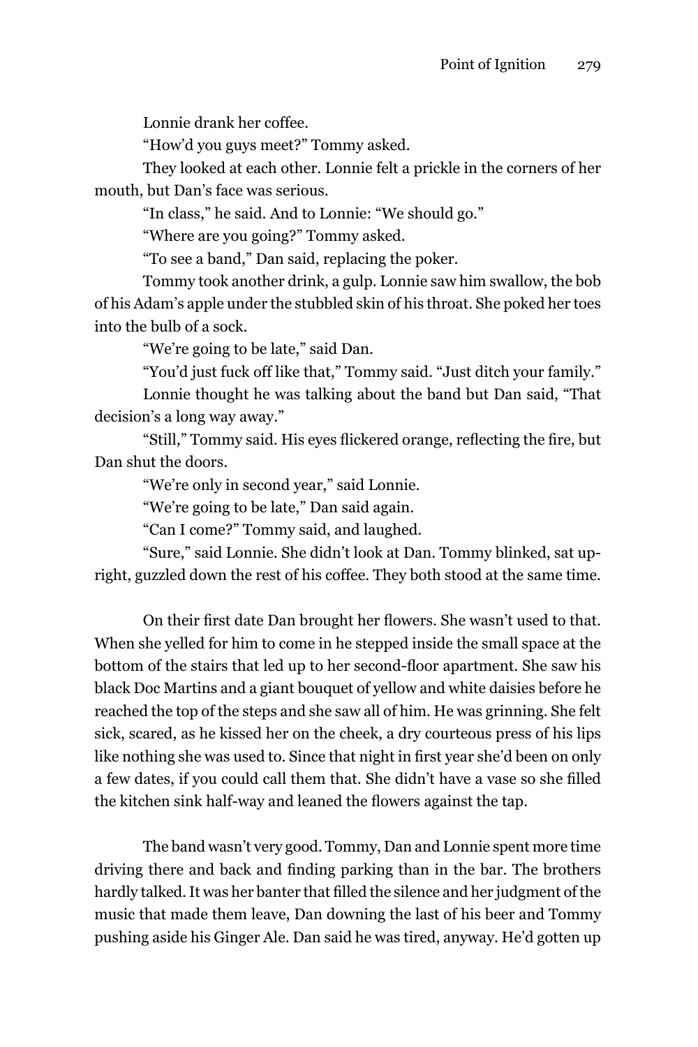Lonnie drank her coffee.

"How'd you guys meet?" Tommy asked.

They looked at each other. Lonnie felt a prickle in the corners of her mouth, but Dan's face was serious.

"In class," he said. And to Lonnie: "We should go."

"Where are you going?" Tommy asked.

"To see a band," Dan said, replacing the poker.

Tommy took another drink, a gulp. Lonnie saw him swallow, the bob of his Adam's apple under the stubbled skin of his throat. She poked her toes into the bulb of a sock.

"We're going to be late," said Dan.

"You'd just fuck off like that," Tommy said. "Just ditch your family."

Lonnie thought he was talking about the band but Dan said, "That decision's a long way away."

"Still," Tommy said. His eyes flickered orange, reflecting the fire, but Dan shut the doors.

"We're only in second year," said Lonnie.

"We're going to be late," Dan said again.

"Can I come?" Tommy said, and laughed.

"Sure," said Lonnie. She didn't look at Dan. Tommy blinked, sat upright, guzzled down the rest of his coffee. They both stood at the same time.

On their first date Dan brought her flowers. She wasn't used to that. When she yelled for him to come in he stepped inside the small space at the bottom of the stairs that led up to her second-floor apartment. She saw his black Doc Martins and a giant bouquet of yellow and white daisies before he reached the top of the steps and she saw all of him. He was grinning. She felt sick, scared, as he kissed her on the cheek, a dry courteous press of his lips like nothing she was used to. Since that night in first year she'd been on only a few dates, if you could call them that. She didn't have a vase so she filled the kitchen sink half-way and leaned the flowers against the tap.

The band wasn't very good. Tommy, Dan and Lonnie spent more time driving there and back and finding parking than in the bar. The brothers hardly talked. It was her banter that filled the silence and her judgment of the music that made them leave, Dan downing the last of his beer and Tommy pushing aside his Ginger Ale. Dan said he was tired, anyway. He'd gotten up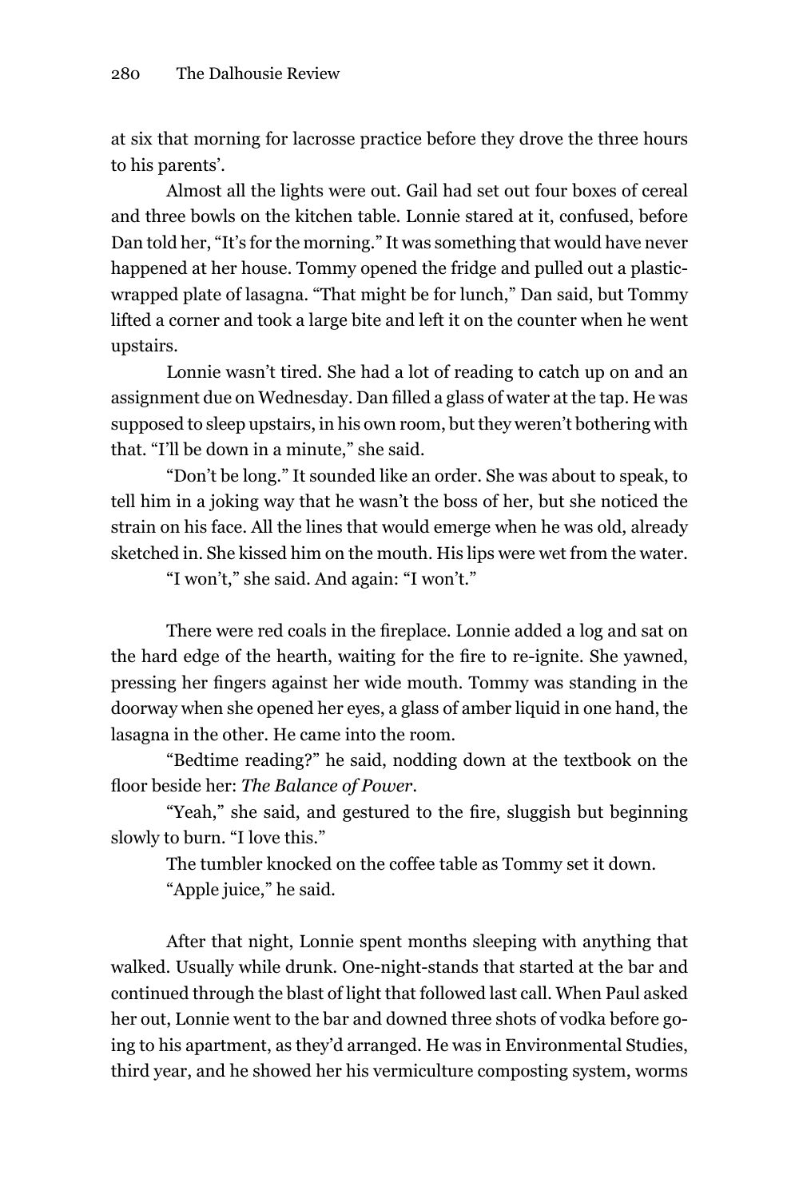at six that morning for lacrosse practice before they drove the three hours to his parents'.

Almost all the lights were out. Gail had set out four boxes of cereal and three bowls on the kitchen table. Lonnie stared at it, confused, before Dan told her, "It's for the morning." It was something that would have never happened at her house. Tommy opened the fridge and pulled out a plastic-wrapped plate of lasagna. "That might be for lunch," Dan said, but Tommy lifted a corner and took a large bite and left it on the counter when he went upstairs.

Lonnie wasn't tired. She had a lot of reading to catch up on and an assignment due on Wednesday. Dan filled a glass of water at the tap. He was supposed to sleep upstairs, in his own room, but they weren't bothering with that. "I'll be down in a minute," she said.

"Don't be long." It sounded like an order. She was about to speak, to tell him in a joking way that he wasn't the boss of her, but she noticed the strain on his face. All the lines that would emerge when he was old, already sketched in. She kissed him on the mouth. His lips were wet from the water.

"I won't," she said. And again: "I won't."

There were red coals in the fireplace. Lonnie added a log and sat on the hard edge of the hearth, waiting for the fire to re-ignite. She yawned, pressing her fingers against her wide mouth. Tommy was standing in the doorway when she opened her eyes, a glass of amber liquid in one hand, the lasagna in the other. He came into the room.

"Bedtime reading?" he said, nodding down at the textbook on the floor beside her: *The Balance of Power*.

"Yeah," she said, and gestured to the fire, sluggish but beginning slowly to burn. "I love this."

The tumbler knocked on the coffee table as Tommy set it down.

"Apple juice," he said.

After that night, Lonnie spent months sleeping with anything that walked. Usually while drunk. One-night-stands that started at the bar and continued through the blast of light that followed last call. When Paul asked her out, Lonnie went to the bar and downed three shots of vodka before going to his apartment, as they'd arranged. He was in Environmental Studies, third year, and he showed her his vermiculture composting system, worms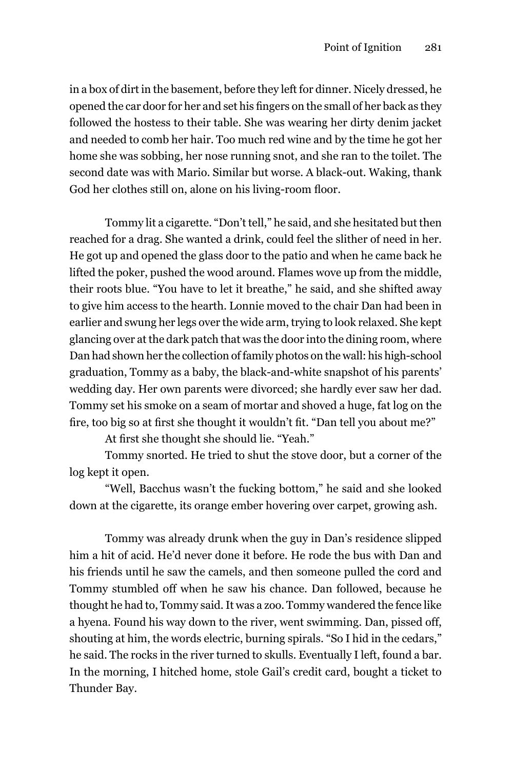in a box of dirt in the basement, before they left for dinner. Nicely dressed, he opened the car door for her and set his fingers on the small of her back as they followed the hostess to their table. She was wearing her dirty denim jacket and needed to comb her hair. Too much red wine and by the time he got her home she was sobbing, her nose running snot, and she ran to the toilet. The second date was with Mario. Similar but worse. A black-out. Waking, thank God her clothes still on, alone on his living-room floor.

Tommy lit a cigarette. "Don't tell," he said, and she hesitated but then reached for a drag. She wanted a drink, could feel the slither of need in her. He got up and opened the glass door to the patio and when he came back he lifted the poker, pushed the wood around. Flames wove up from the middle, their roots blue. "You have to let it breathe," he said, and she shifted away to give him access to the hearth. Lonnie moved to the chair Dan had been in earlier and swung her legs over the wide arm, trying to look relaxed. She kept glancing over at the dark patch that was the door into the dining room, where Dan had shown her the collection of family photos on the wall: his high-school graduation, Tommy as a baby, the black-and-white snapshot of his parents' wedding day. Her own parents were divorced; she hardly ever saw her dad. Tommy set his smoke on a seam of mortar and shoved a huge, fat log on the fire, too big so at first she thought it wouldn't fit. "Dan tell you about me?"

At first she thought she should lie. "Yeah."

Tommy snorted. He tried to shut the stove door, but a corner of the log kept it open.

"Well, Bacchus wasn't the fucking bottom," he said and she looked down at the cigarette, its orange ember hovering over carpet, growing ash.

Tommy was already drunk when the guy in Dan's residence slipped him a hit of acid. He'd never done it before. He rode the bus with Dan and his friends until he saw the camels, and then someone pulled the cord and Tommy stumbled off when he saw his chance. Dan followed, because he thought he had to, Tommy said. It was a zoo. Tommy wandered the fence like a hyena. Found his way down to the river, went swimming. Dan, pissed off, shouting at him, the words electric, burning spirals. "So I hid in the cedars," he said. The rocks in the river turned to skulls. Eventually I left, found a bar. In the morning, I hitched home, stole Gail's credit card, bought a ticket to Thunder Bay.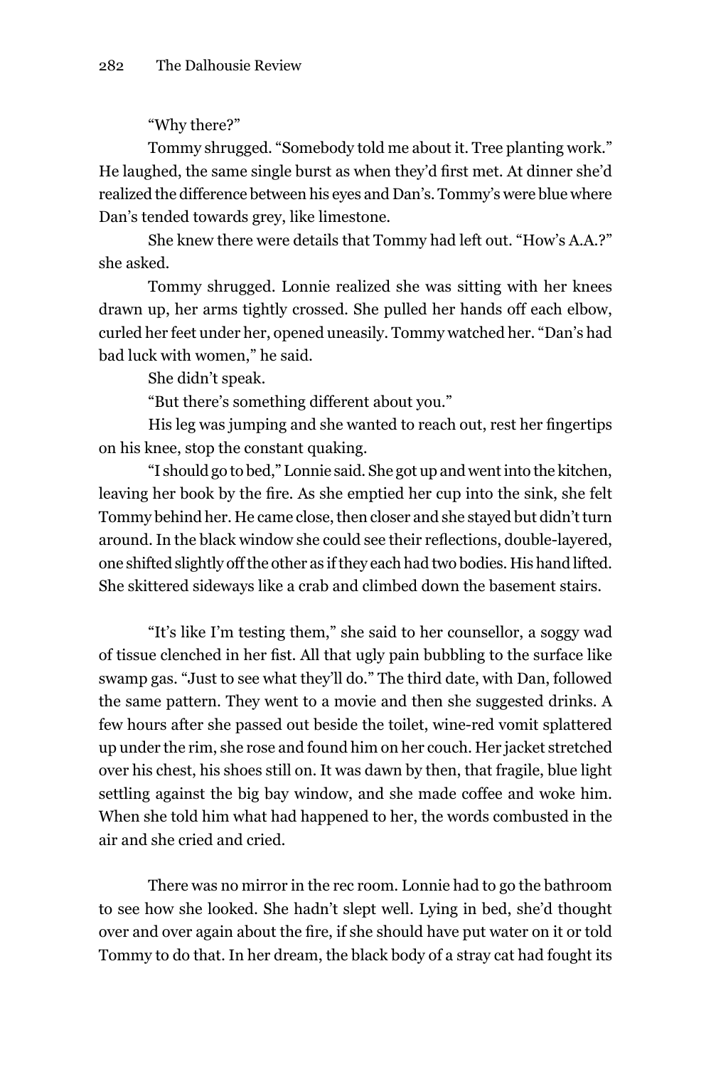"Why there?"

Tommy shrugged. "Somebody told me about it. Tree planting work." He laughed, the same single burst as when they'd first met. At dinner she'd realized the difference between his eyes and Dan's. Tommy's were blue where Dan's tended towards grey, like limestone.

She knew there were details that Tommy had left out. "How's A.A.?" she asked.

Tommy shrugged. Lonnie realized she was sitting with her knees drawn up, her arms tightly crossed. She pulled her hands off each elbow, curled her feet under her, opened uneasily. Tommy watched her. "Dan's had bad luck with women," he said.

She didn't speak.

"But there's something different about you."

His leg was jumping and she wanted to reach out, rest her fingertips on his knee, stop the constant quaking.

"I should go to bed," Lonnie said. She got up and went into the kitchen, leaving her book by the fire. As she emptied her cup into the sink, she felt Tommy behind her. He came close, then closer and she stayed but didn't turn around. In the black window she could see their reflections, double-layered, one shifted slightly off the other as if they each had two bodies. His hand lifted. She skittered sideways like a crab and climbed down the basement stairs.

"It's like I'm testing them," she said to her counsellor, a soggy wad of tissue clenched in her fist. All that ugly pain bubbling to the surface like swamp gas. "Just to see what they'll do." The third date, with Dan, followed the same pattern. They went to a movie and then she suggested drinks. A few hours after she passed out beside the toilet, wine-red vomit splattered up under the rim, she rose and found him on her couch. Her jacket stretched over his chest, his shoes still on. It was dawn by then, that fragile, blue light settling against the big bay window, and she made coffee and woke him. When she told him what had happened to her, the words combusted in the air and she cried and cried.

There was no mirror in the rec room. Lonnie had to go the bathroom to see how she looked. She hadn't slept well. Lying in bed, she'd thought over and over again about the fire, if she should have put water on it or told Tommy to do that. In her dream, the black body of a stray cat had fought its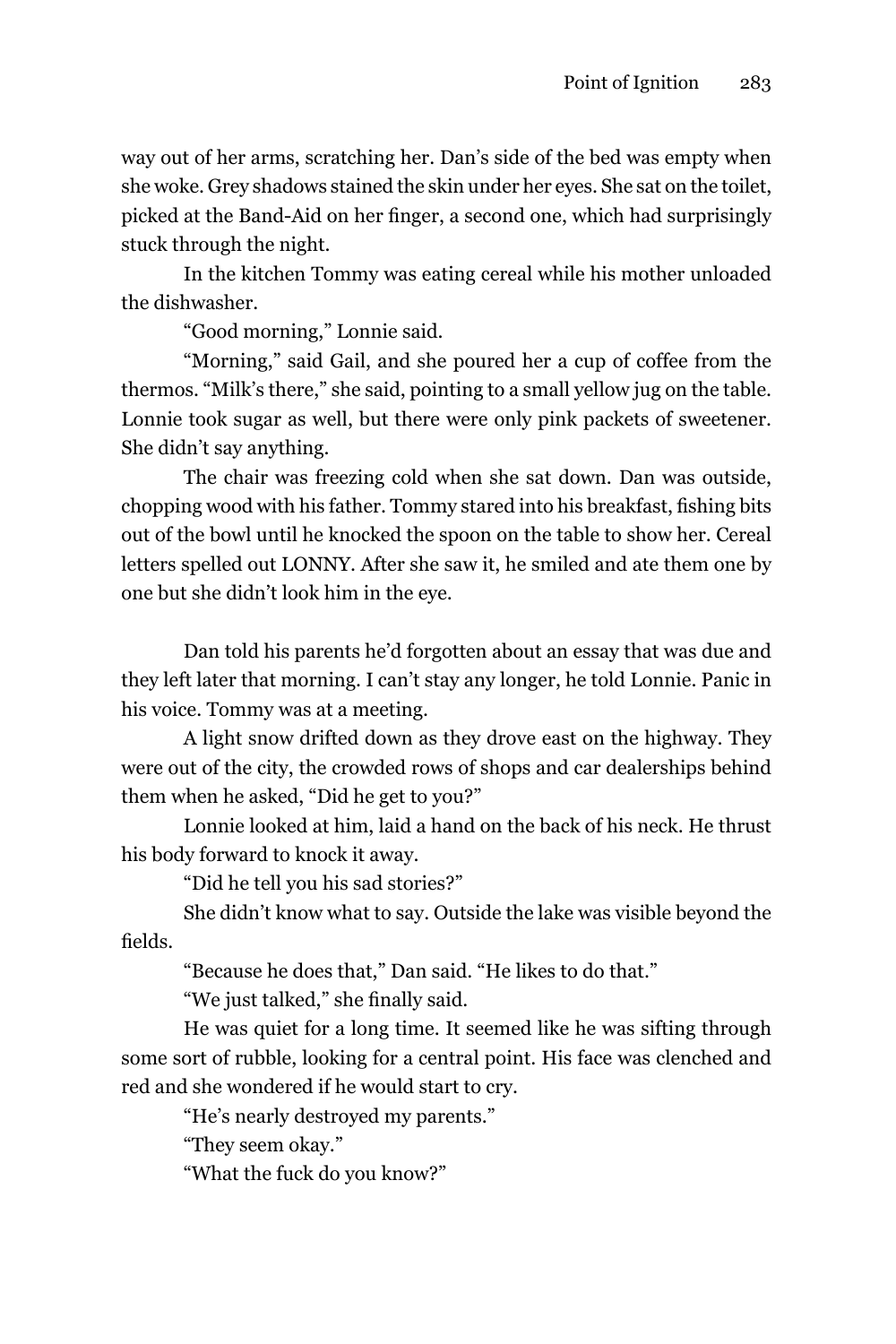way out of her arms, scratching her. Dan's side of the bed was empty when she woke. Grey shadows stained the skin under her eyes. She sat on the toilet, picked at the Band-Aid on her finger, a second one, which had surprisingly stuck through the night.

In the kitchen Tommy was eating cereal while his mother unloaded the dishwasher.

"Good morning," Lonnie said.

"Morning," said Gail, and she poured her a cup of coffee from the thermos. "Milk's there," she said, pointing to a small yellow jug on the table. Lonnie took sugar as well, but there were only pink packets of sweetener. She didn't say anything.

The chair was freezing cold when she sat down. Dan was outside, chopping wood with his father. Tommy stared into his breakfast, fishing bits out of the bowl until he knocked the spoon on the table to show her. Cereal letters spelled out LONNY. After she saw it, he smiled and ate them one by one but she didn't look him in the eye.

Dan told his parents he'd forgotten about an essay that was due and they left later that morning. I can't stay any longer, he told Lonnie. Panic in his voice. Tommy was at a meeting.

A light snow drifted down as they drove east on the highway. They were out of the city, the crowded rows of shops and car dealerships behind them when he asked, "Did he get to you?"

Lonnie looked at him, laid a hand on the back of his neck. He thrust his body forward to knock it away.

"Did he tell you his sad stories?"

She didn't know what to say. Outside the lake was visible beyond the fields.

"Because he does that," Dan said. "He likes to do that."

"We just talked," she finally said.

He was quiet for a long time. It seemed like he was sifting through some sort of rubble, looking for a central point. His face was clenched and red and she wondered if he would start to cry.

"He's nearly destroyed my parents."

"They seem okay."

"What the fuck do you know?"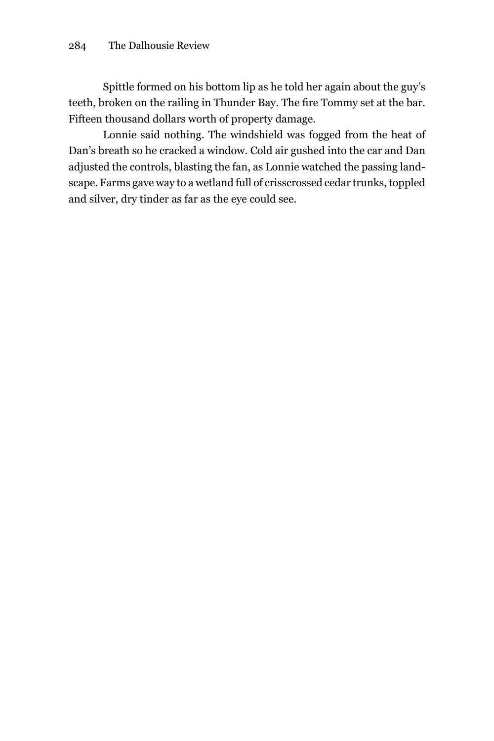Spittle formed on his bottom lip as he told her again about the guy's teeth, broken on the railing in Thunder Bay. The fire Tommy set at the bar. Fifteen thousand dollars worth of property damage.

Lonnie said nothing. The windshield was fogged from the heat of Dan's breath so he cracked a window. Cold air gushed into the car and Dan adjusted the controls, blasting the fan, as Lonnie watched the passing landscape. Farms gave way to a wetland full of crisscrossed cedar trunks, toppled and silver, dry tinder as far as the eye could see.